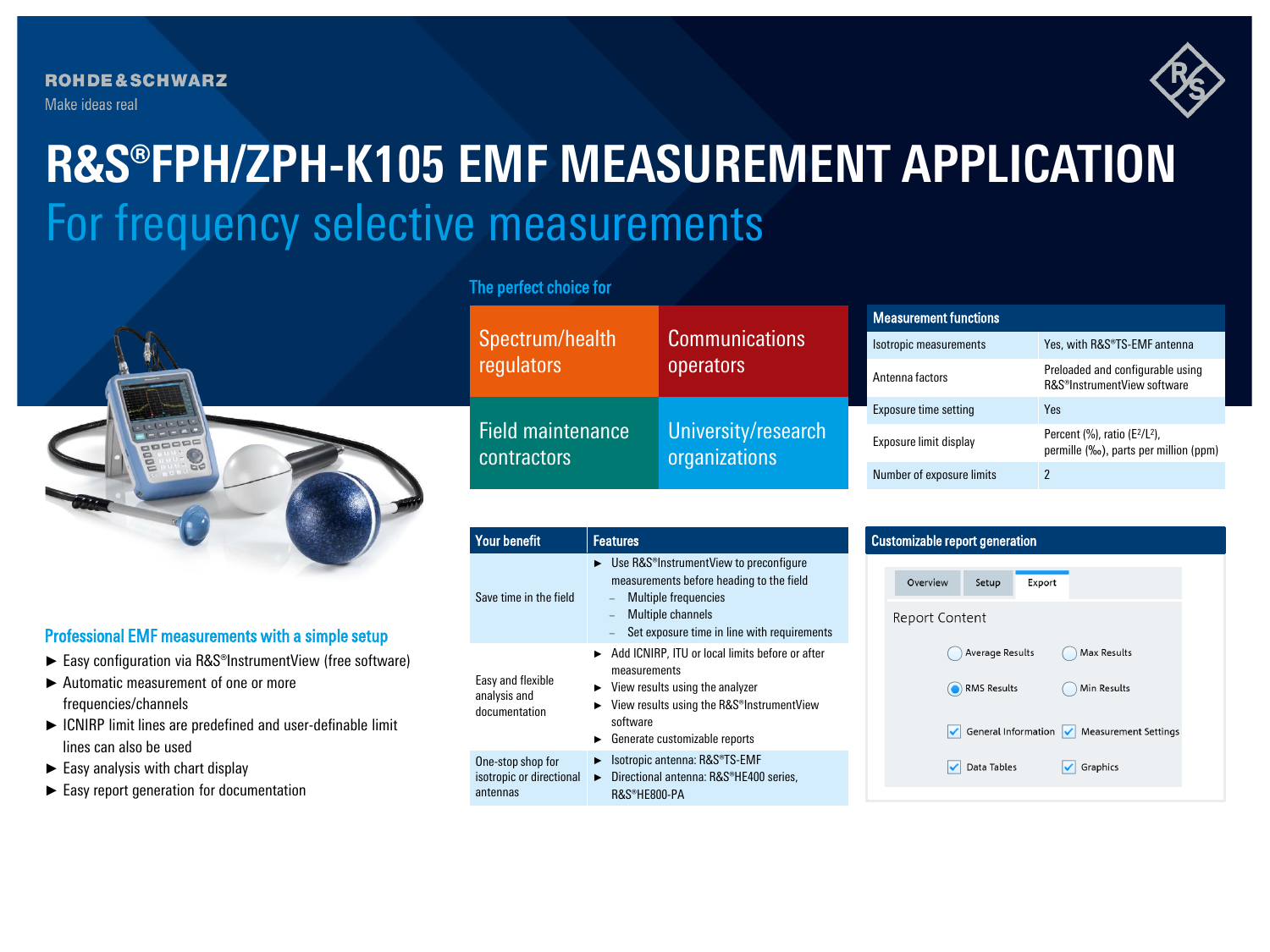ROHDE&SCHWARZ

Make ideas real

# R&S®FPH/ZPH-K105 EMF MEASUREMENT APPLICATION

## For frequency selective measurements

### The perfect choice for

| | |
|---|---|
| Spectrum/health regulators | Communications operators |
| Field maintenance contractors | University/research organizations |

| Measurement functions | |
|---|---|
| Isotropic measurements | Yes, with R&S®TS-EMF antenna |
| Antenna factors | Preloaded and configurable using R&S®InstrumentView software |
| Exposure time setting | Yes |
| Exposure limit display | Percent (%), ratio ($E^2/L^2$), permille (‰), parts per million (ppm) |
| Number of exposure limits | 2 |

### Professional EMF measurements with a simple setup

- Easy configuration via R&S®InstrumentView (free software)
- Automatic measurement of one or more frequencies/channels
- ICNIRP limit lines are predefined and user-definable limit lines can also be used
- Easy analysis with chart display
- Easy report generation for documentation

| Your benefit | Features |
|---|---|
| Save time in the field | ► Use R&S®InstrumentView to preconfigure measurements before heading to the field<br>– Multiple frequencies<br>– Multiple channels<br>– Set exposure time in line with requirements |
| Easy and flexible analysis and documentation | ► Add ICNIRP, ITU or local limits before or after measurements<br>► View results using the analyzer<br>► View results using the R&S®InstrumentView software<br>► Generate customizable reports |
| One-stop shop for isotropic or directional antennas | ► Isotropic antenna: R&S®TS-EMF<br>► Directional antenna: R&S®HE400 series, R&S®HE800-PA |

### Customizable report generation

Overview | Setup | Export

Report Content

- ○ Average Results
- ○ Max Results
- ● RMS Results
- ○ Min Results
- ☑ General Information
- ☑ Measurement Settings
- ☑ Data Tables
- ☑ Graphics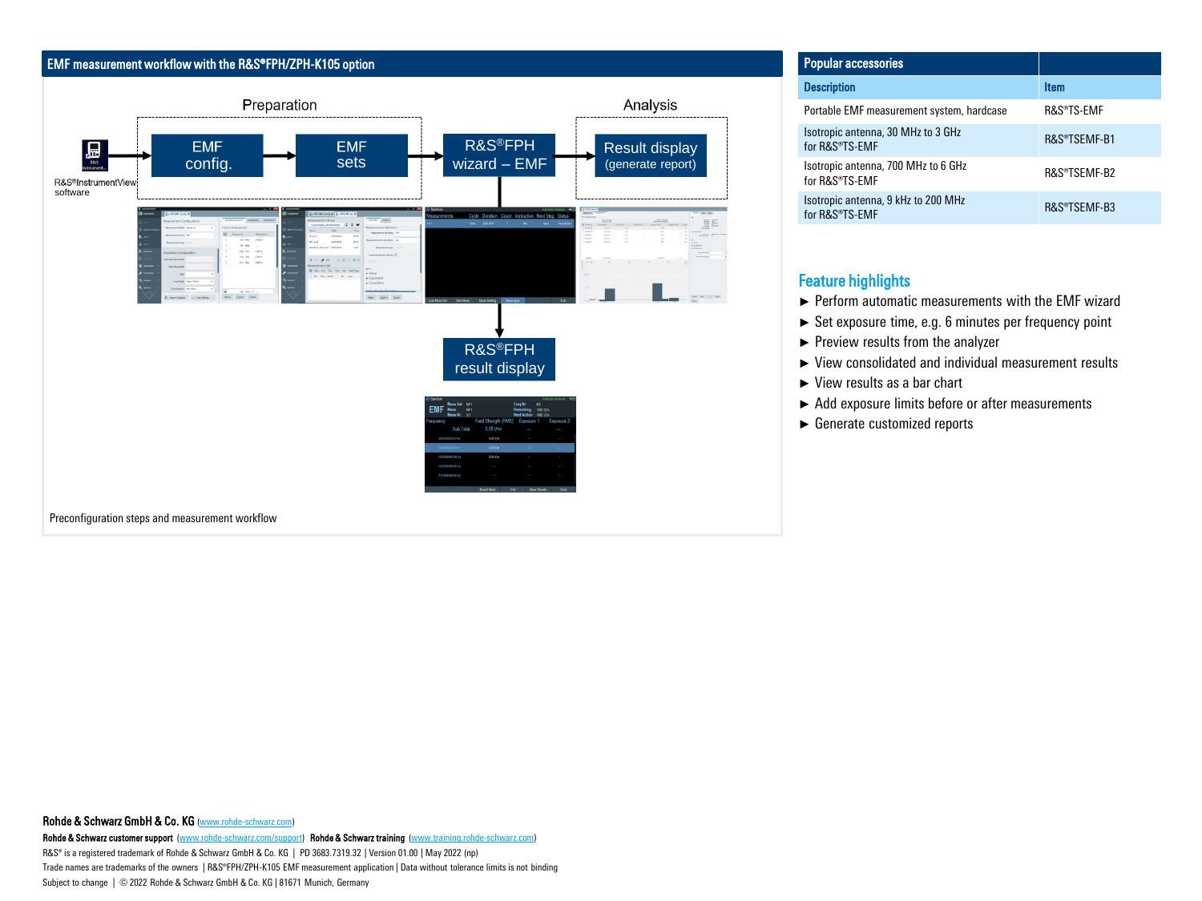## EMF measurement workflow with the R&S®FPH/ZPH-K105 option

Preparation

Analysis

R&S®InstrumentView software

EMF config.

EMF sets

R&S®FPH wizard – EMF

Result display (generate report)

R&S®FPH result display

Preconfiguration steps and measurement workflow

## Popular accessories

| Description | Item |
|---|---|
| Portable EMF measurement system, hardcase | R&S®TS-EMF |
| Isotropic antenna, 30 MHz to 3 GHz for R&S®TS-EMF | R&S®TSEMF-B1 |
| Isotropic antenna, 700 MHz to 6 GHz for R&S®TS-EMF | R&S®TSEMF-B2 |
| Isotropic antenna, 9 kHz to 200 MHz for R&S®TS-EMF | R&S®TSEMF-B3 |

## Feature highlights

- Perform automatic measurements with the EMF wizard
- Set exposure time, e.g. 6 minutes per frequency point
- Preview results from the analyzer
- View consolidated and individual measurement results
- View results as a bar chart
- Add exposure limits before or after measurements
- Generate customized reports

**Rohde & Schwarz GmbH & Co. KG** (www.rohde-schwarz.com)
**Rohde & Schwarz customer support** (www.rohde-schwarz.com/support) **Rohde & Schwarz training** (www.training.rohde-schwarz.com)
R&S® is a registered trademark of Rohde & Schwarz GmbH & Co. KG | PD 3683.7319.32 | Version 01.00 | May 2022 (np)
Trade names are trademarks of the owners | R&S®FPH/ZPH-K105 EMF measurement application | Data without tolerance limits is not binding
Subject to change | © 2022 Rohde & Schwarz GmbH & Co. KG | 81671 Munich, Germany